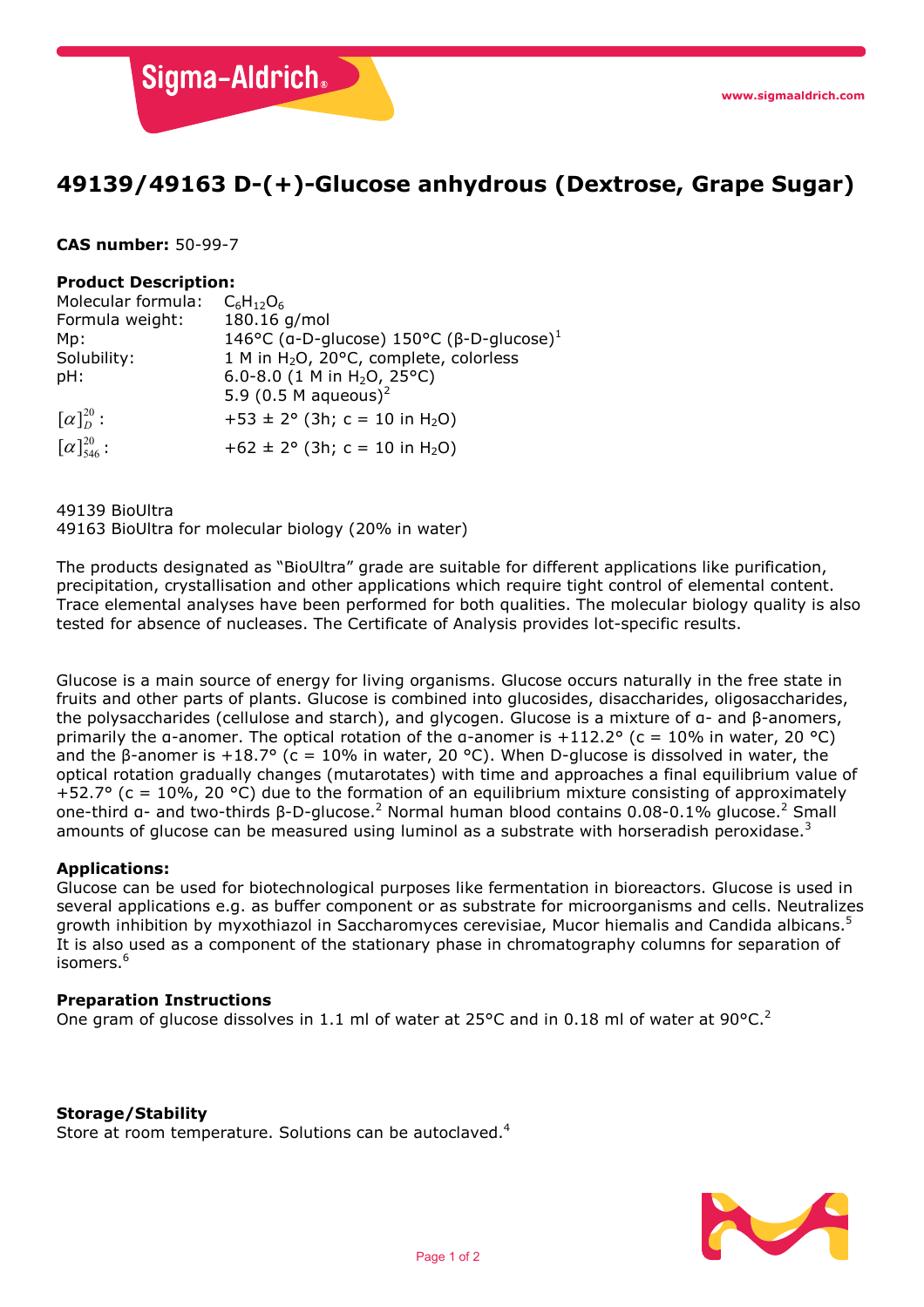# 49139/49163 D-(+)-Glucose anhydrous (Dextrose, Grape Sugar)

**CAS number:** 50-99-7

**Product Description:**

| | |
|---|---|
| Molecular formula: | $C_6H_{12}O_6$ |
| Formula weight: | 180.16 g/mol |
| Mp: | 146°C (α-D-glucose) 150°C (β-D-glucose)[1] |
| Solubility: | 1 M in $H_2O$, 20°C, complete, colorless |
| pH: | 6.0-8.0 (1 M in $H_2O$, 25°C)<br>5.9 (0.5 M aqueous)[2] |
| $[\alpha]_D^{20}$: | +53 ± 2° (3h; c = 10 in $H_2O$) |
| $[\alpha]_{546}^{20}$: | +62 ± 2° (3h; c = 10 in $H_2O$) |

49139 BioUltra
49163 BioUltra for molecular biology (20% in water)

The products designated as "BioUltra" grade are suitable for different applications like purification, precipitation, crystallisation and other applications which require tight control of elemental content. Trace elemental analyses have been performed for both qualities. The molecular biology quality is also tested for absence of nucleases. The Certificate of Analysis provides lot-specific results.

Glucose is a main source of energy for living organisms. Glucose occurs naturally in the free state in fruits and other parts of plants. Glucose is combined into glucosides, disaccharides, oligosaccharides, the polysaccharides (cellulose and starch), and glycogen. Glucose is a mixture of α- and β-anomers, primarily the α-anomer. The optical rotation of the α-anomer is +112.2° (c = 10% in water, 20 °C) and the β-anomer is +18.7° (c = 10% in water, 20 °C). When D-glucose is dissolved in water, the optical rotation gradually changes (mutarotates) with time and approaches a final equilibrium value of +52.7° (c = 10%, 20 °C) due to the formation of an equilibrium mixture consisting of approximately one-third α- and two-thirds β-D-glucose.[2] Normal human blood contains 0.08-0.1% glucose.[2] Small amounts of glucose can be measured using luminol as a substrate with horseradish peroxidase.[3]

**Applications:**
Glucose can be used for biotechnological purposes like fermentation in bioreactors. Glucose is used in several applications e.g. as buffer component or as substrate for microorganisms and cells. Neutralizes growth inhibition by myxothiazol in Saccharomyces cerevisiae, Mucor hiemalis and Candida albicans.[5] It is also used as a component of the stationary phase in chromatography columns for separation of isomers.[6]

**Preparation Instructions**
One gram of glucose dissolves in 1.1 ml of water at 25°C and in 0.18 ml of water at 90°C.[2]

**Storage/Stability**
Store at room temperature. Solutions can be autoclaved.[4]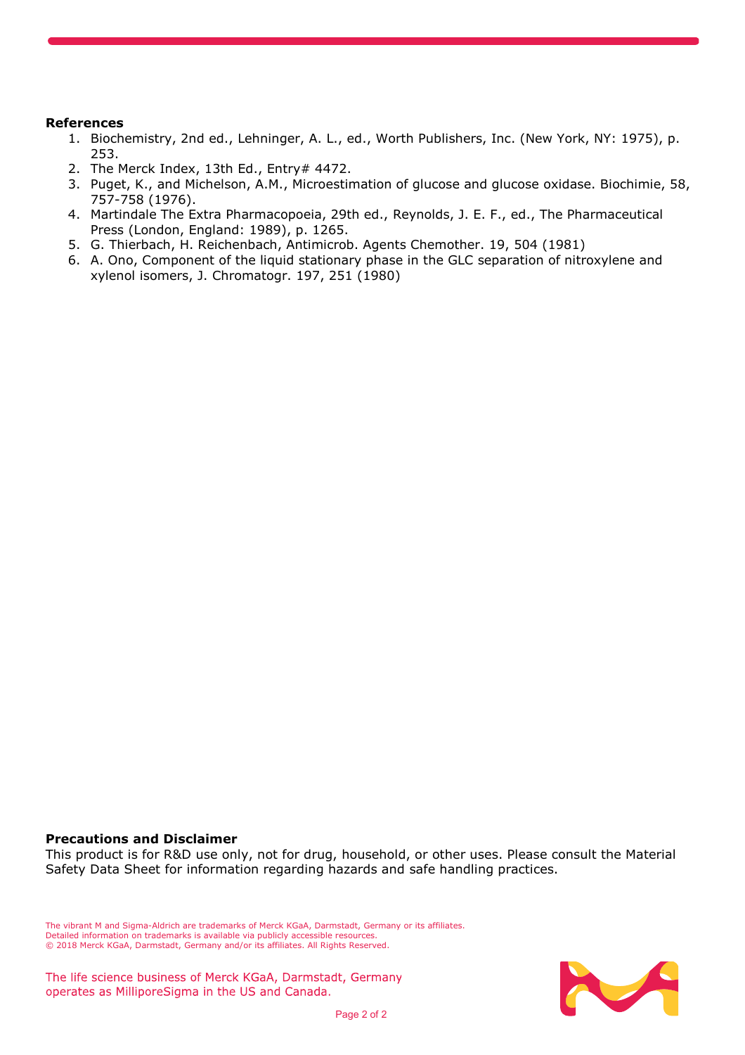## References

1. Biochemistry, 2nd ed., Lehninger, A. L., ed., Worth Publishers, Inc. (New York, NY: 1975), p. 253.
2. The Merck Index, 13th Ed., Entry# 4472.
3. Puget, K., and Michelson, A.M., Microestimation of glucose and glucose oxidase. Biochimie, 58, 757-758 (1976).
4. Martindale The Extra Pharmacopoeia, 29th ed., Reynolds, J. E. F., ed., The Pharmaceutical Press (London, England: 1989), p. 1265.
5. G. Thierbach, H. Reichenbach, Antimicrob. Agents Chemother. 19, 504 (1981)
6. A. Ono, Component of the liquid stationary phase in the GLC separation of nitroxylene and xylenol isomers, J. Chromatogr. 197, 251 (1980)

## Precautions and Disclaimer

This product is for R&D use only, not for drug, household, or other uses. Please consult the Material Safety Data Sheet for information regarding hazards and safe handling practices.

The vibrant M and Sigma-Aldrich are trademarks of Merck KGaA, Darmstadt, Germany or its affiliates.
Detailed information on trademarks is available via publicly accessible resources.
© 2018 Merck KGaA, Darmstadt, Germany and/or its affiliates. All Rights Reserved.

The life science business of Merck KGaA, Darmstadt, Germany operates as MilliporeSigma in the US and Canada.